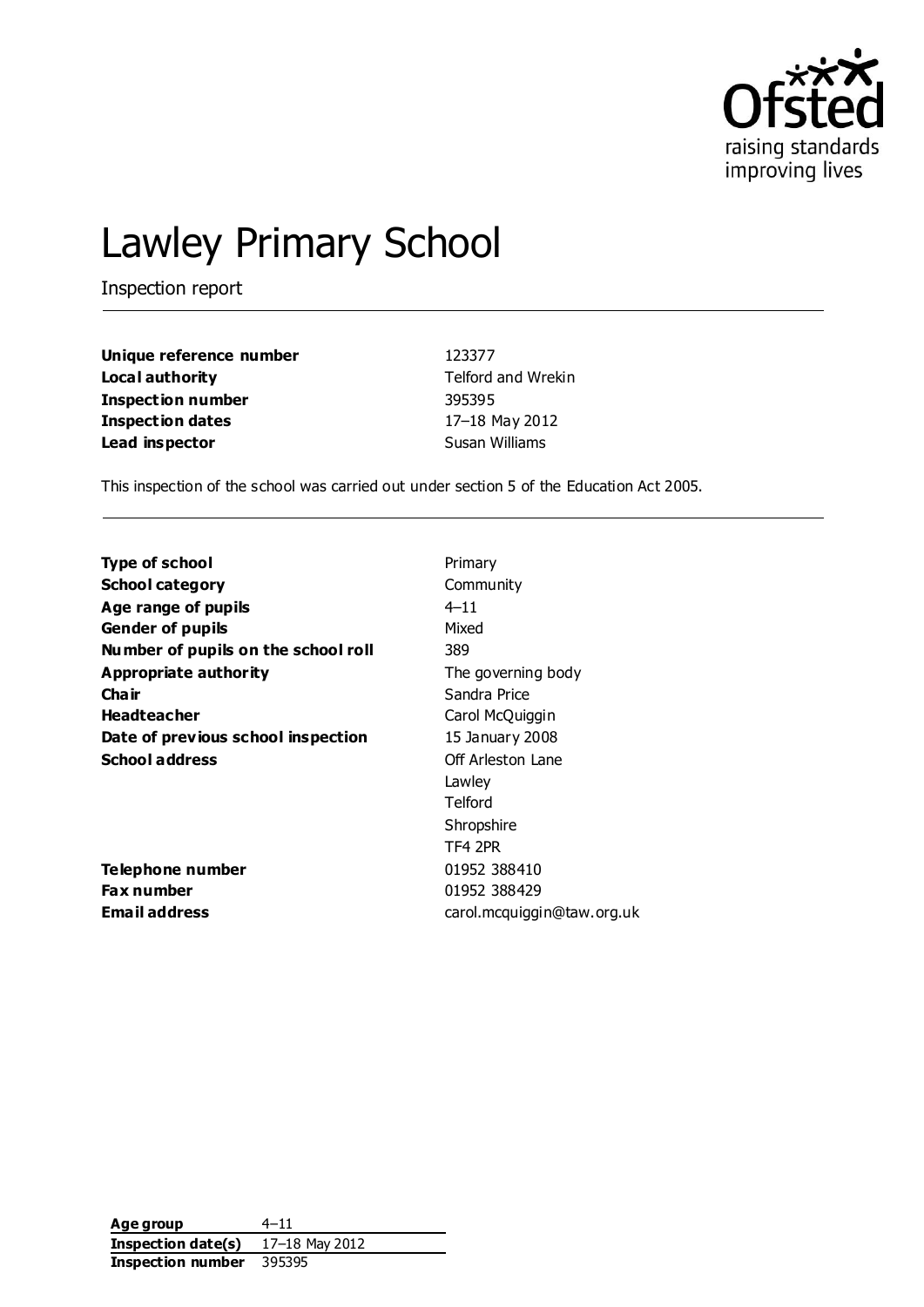# Lawley Primary School

Inspection report

| | |
|---|---|
| **Unique reference number** | 123377 |
| **Local authority** | Telford and Wrekin |
| **Inspection number** | 395395 |
| **Inspection dates** | 17–18 May 2012 |
| **Lead inspector** | Susan Williams |

This inspection of the school was carried out under section 5 of the Education Act 2005.

| | |
|---|---|
| **Type of school** | Primary |
| **School category** | Community |
| **Age range of pupils** | 4–11 |
| **Gender of pupils** | Mixed |
| **Number of pupils on the school roll** | 389 |
| **Appropriate authority** | The governing body |
| **Chair** | Sandra Price |
| **Headteacher** | Carol McQuiggin |
| **Date of previous school inspection** | 15 January 2008 |
| **School address** | Off Arleston Lane<br>Lawley<br>Telford<br>Shropshire<br>TF4 2PR |
| **Telephone number** | 01952 388410 |
| **Fax number** | 01952 388429 |
| **Email address** | carol.mcquiggin@taw.org.uk |

| | |
|---|---|
| **Age group** | 4–11 |
| **Inspection date(s)** | 17–18 May 2012 |
| **Inspection number** | 395395 |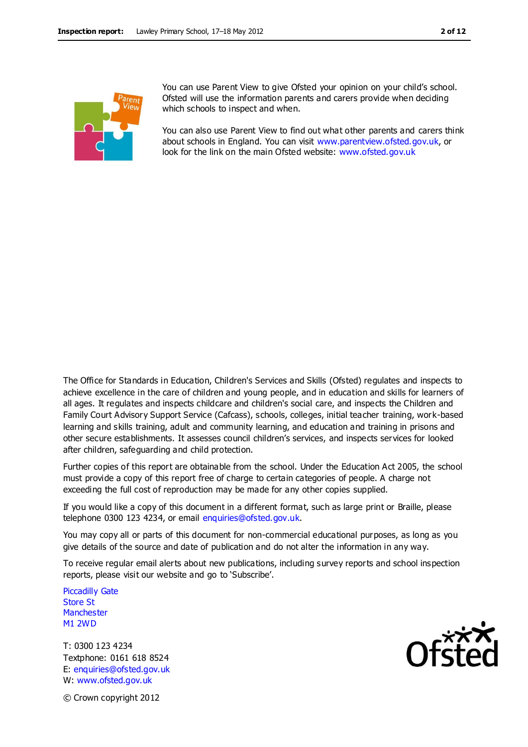You can use Parent View to give Ofsted your opinion on your child's school. Ofsted will use the information parents and carers provide when deciding which schools to inspect and when.

You can also use Parent View to find out what other parents and carers think about schools in England. You can visit www.parentview.ofsted.gov.uk, or look for the link on the main Ofsted website: www.ofsted.gov.uk

The Office for Standards in Education, Children's Services and Skills (Ofsted) regulates and inspects to achieve excellence in the care of children and young people, and in education and skills for learners of all ages. It regulates and inspects childcare and children's social care, and inspects the Children and Family Court Advisory Support Service (Cafcass), schools, colleges, initial teacher training, work-based learning and skills training, adult and community learning, and education and training in prisons and other secure establishments. It assesses council children's services, and inspects services for looked after children, safeguarding and child protection.

Further copies of this report are obtainable from the school. Under the Education Act 2005, the school must provide a copy of this report free of charge to certain categories of people. A charge not exceeding the full cost of reproduction may be made for any other copies supplied.

If you would like a copy of this document in a different format, such as large print or Braille, please telephone 0300 123 4234, or email enquiries@ofsted.gov.uk.

You may copy all or parts of this document for non-commercial educational purposes, as long as you give details of the source and date of publication and do not alter the information in any way.

To receive regular email alerts about new publications, including survey reports and school inspection reports, please visit our website and go to 'Subscribe'.

Piccadilly Gate
Store St
Manchester
M1 2WD

T: 0300 123 4234
Textphone: 0161 618 8524
E: enquiries@ofsted.gov.uk
W: www.ofsted.gov.uk

© Crown copyright 2012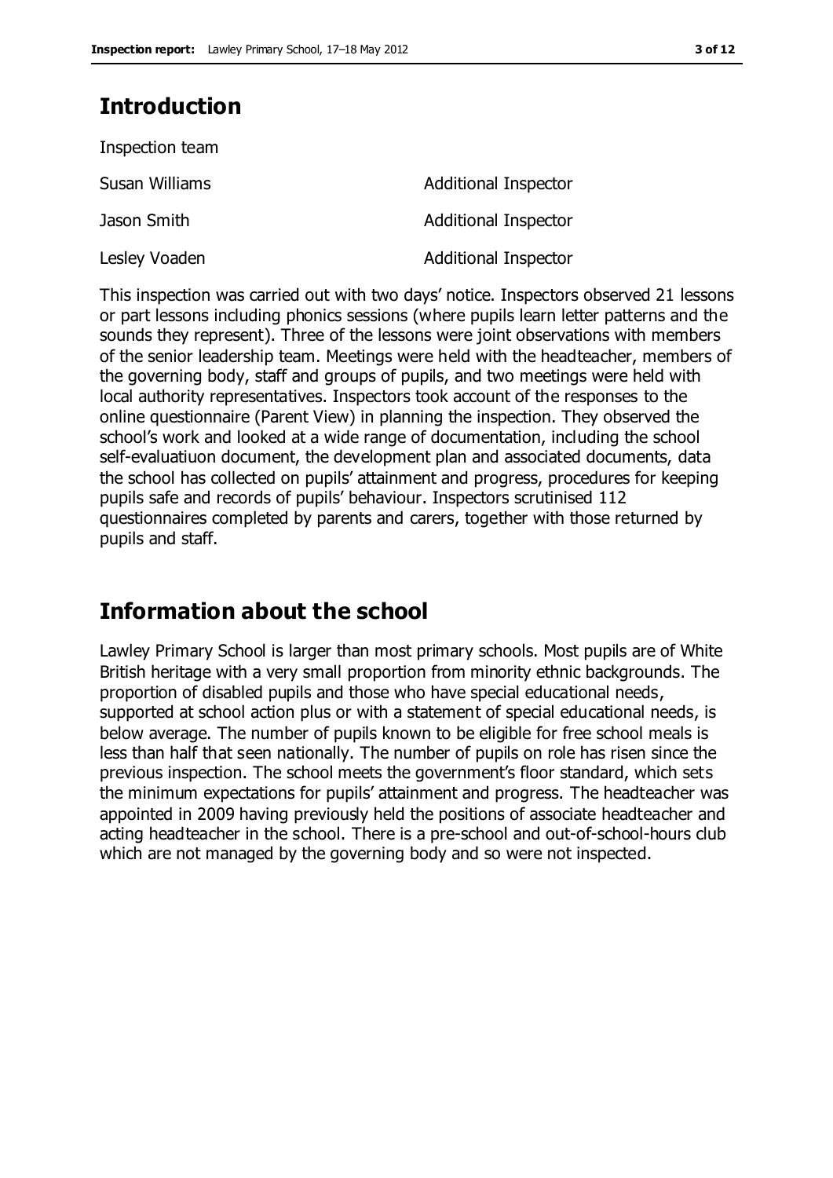## Introduction

Inspection team

| | |
|---|---|
| Susan Williams | Additional Inspector |
| Jason Smith | Additional Inspector |
| Lesley Voaden | Additional Inspector |

This inspection was carried out with two days' notice. Inspectors observed 21 lessons or part lessons including phonics sessions (where pupils learn letter patterns and the sounds they represent). Three of the lessons were joint observations with members of the senior leadership team. Meetings were held with the headteacher, members of the governing body, staff and groups of pupils, and two meetings were held with local authority representatives. Inspectors took account of the responses to the online questionnaire (Parent View) in planning the inspection. They observed the school's work and looked at a wide range of documentation, including the school self-evaluatiuon document, the development plan and associated documents, data the school has collected on pupils' attainment and progress, procedures for keeping pupils safe and records of pupils' behaviour. Inspectors scrutinised 112 questionnaires completed by parents and carers, together with those returned by pupils and staff.

## Information about the school

Lawley Primary School is larger than most primary schools. Most pupils are of White British heritage with a very small proportion from minority ethnic backgrounds. The proportion of disabled pupils and those who have special educational needs, supported at school action plus or with a statement of special educational needs, is below average. The number of pupils known to be eligible for free school meals is less than half that seen nationally. The number of pupils on role has risen since the previous inspection. The school meets the government's floor standard, which sets the minimum expectations for pupils' attainment and progress. The headteacher was appointed in 2009 having previously held the positions of associate headteacher and acting headteacher in the school. There is a pre-school and out-of-school-hours club which are not managed by the governing body and so were not inspected.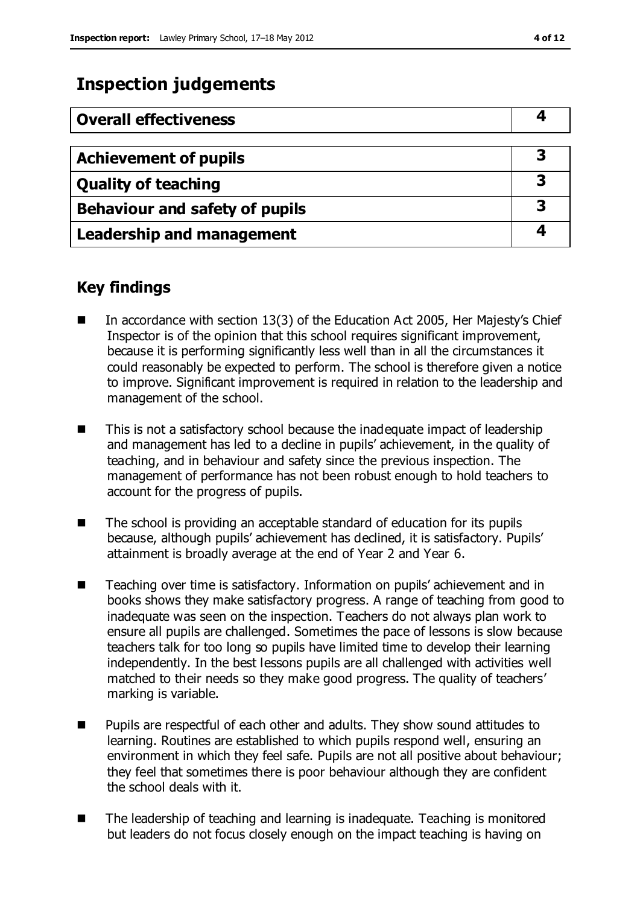## Inspection judgements

| Overall effectiveness | 4 |
|---|---|

| Achievement of pupils | 3 |
|---|---|
| Quality of teaching | 3 |
| Behaviour and safety of pupils | 3 |
| Leadership and management | 4 |

## Key findings

- In accordance with section 13(3) of the Education Act 2005, Her Majesty's Chief Inspector is of the opinion that this school requires significant improvement, because it is performing significantly less well than in all the circumstances it could reasonably be expected to perform. The school is therefore given a notice to improve. Significant improvement is required in relation to the leadership and management of the school.
- This is not a satisfactory school because the inadequate impact of leadership and management has led to a decline in pupils' achievement, in the quality of teaching, and in behaviour and safety since the previous inspection. The management of performance has not been robust enough to hold teachers to account for the progress of pupils.
- The school is providing an acceptable standard of education for its pupils because, although pupils' achievement has declined, it is satisfactory. Pupils' attainment is broadly average at the end of Year 2 and Year 6.
- Teaching over time is satisfactory. Information on pupils' achievement and in books shows they make satisfactory progress. A range of teaching from good to inadequate was seen on the inspection. Teachers do not always plan work to ensure all pupils are challenged. Sometimes the pace of lessons is slow because teachers talk for too long so pupils have limited time to develop their learning independently. In the best lessons pupils are all challenged with activities well matched to their needs so they make good progress. The quality of teachers' marking is variable.
- Pupils are respectful of each other and adults. They show sound attitudes to learning. Routines are established to which pupils respond well, ensuring an environment in which they feel safe. Pupils are not all positive about behaviour; they feel that sometimes there is poor behaviour although they are confident the school deals with it.
- The leadership of teaching and learning is inadequate. Teaching is monitored but leaders do not focus closely enough on the impact teaching is having on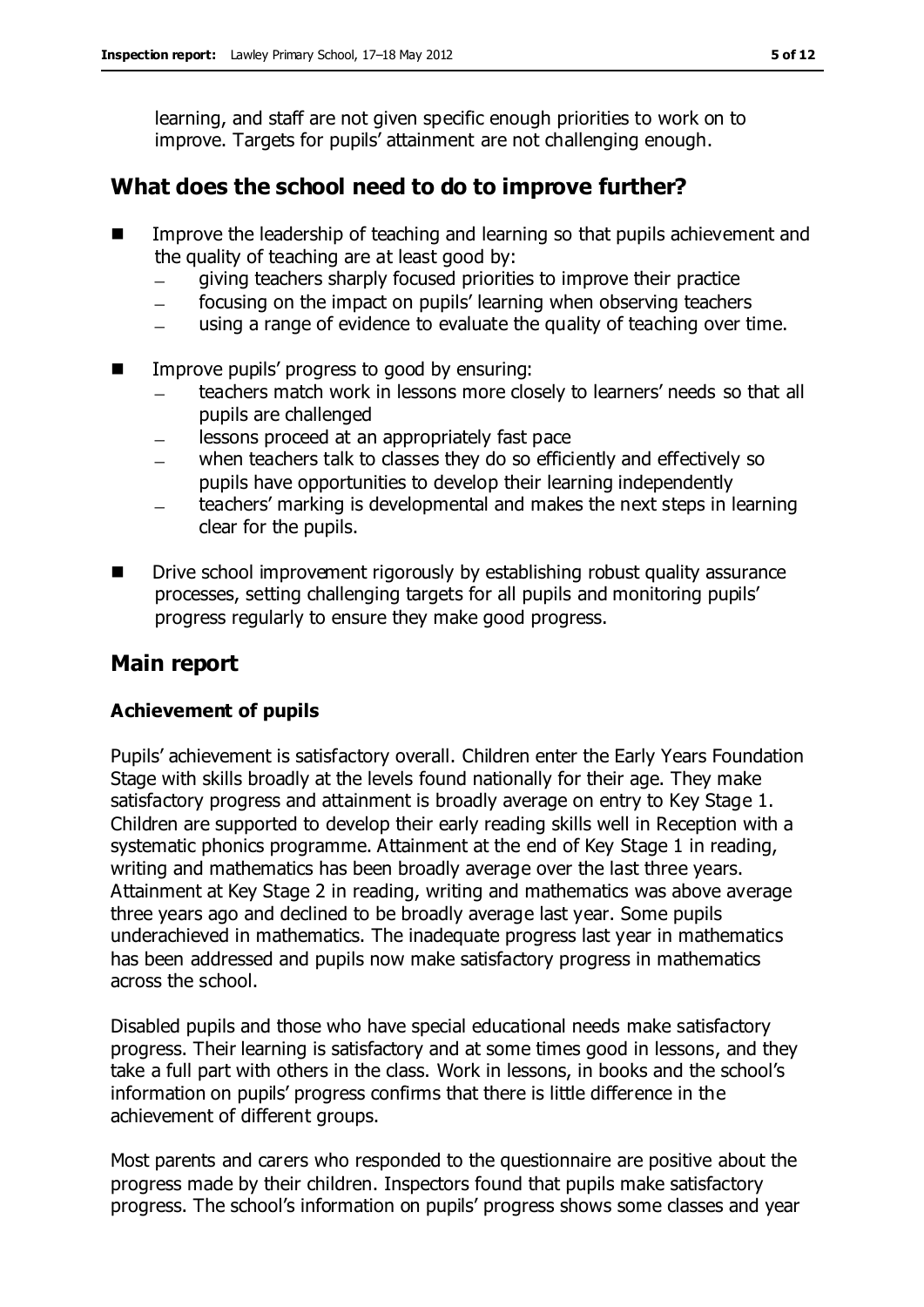learning, and staff are not given specific enough priorities to work on to improve. Targets for pupils' attainment are not challenging enough.

## What does the school need to do to improve further?

- Improve the leadership of teaching and learning so that pupils achievement and the quality of teaching are at least good by:
  - giving teachers sharply focused priorities to improve their practice
  - focusing on the impact on pupils' learning when observing teachers
  - using a range of evidence to evaluate the quality of teaching over time.

- Improve pupils' progress to good by ensuring:
  - teachers match work in lessons more closely to learners' needs so that all pupils are challenged
  - lessons proceed at an appropriately fast pace
  - when teachers talk to classes they do so efficiently and effectively so pupils have opportunities to develop their learning independently
  - teachers' marking is developmental and makes the next steps in learning clear for the pupils.

- Drive school improvement rigorously by establishing robust quality assurance processes, setting challenging targets for all pupils and monitoring pupils' progress regularly to ensure they make good progress.

## Main report

### Achievement of pupils

Pupils' achievement is satisfactory overall. Children enter the Early Years Foundation Stage with skills broadly at the levels found nationally for their age. They make satisfactory progress and attainment is broadly average on entry to Key Stage 1. Children are supported to develop their early reading skills well in Reception with a systematic phonics programme. Attainment at the end of Key Stage 1 in reading, writing and mathematics has been broadly average over the last three years. Attainment at Key Stage 2 in reading, writing and mathematics was above average three years ago and declined to be broadly average last year. Some pupils underachieved in mathematics. The inadequate progress last year in mathematics has been addressed and pupils now make satisfactory progress in mathematics across the school.

Disabled pupils and those who have special educational needs make satisfactory progress. Their learning is satisfactory and at some times good in lessons, and they take a full part with others in the class. Work in lessons, in books and the school's information on pupils' progress confirms that there is little difference in the achievement of different groups.

Most parents and carers who responded to the questionnaire are positive about the progress made by their children. Inspectors found that pupils make satisfactory progress. The school's information on pupils' progress shows some classes and year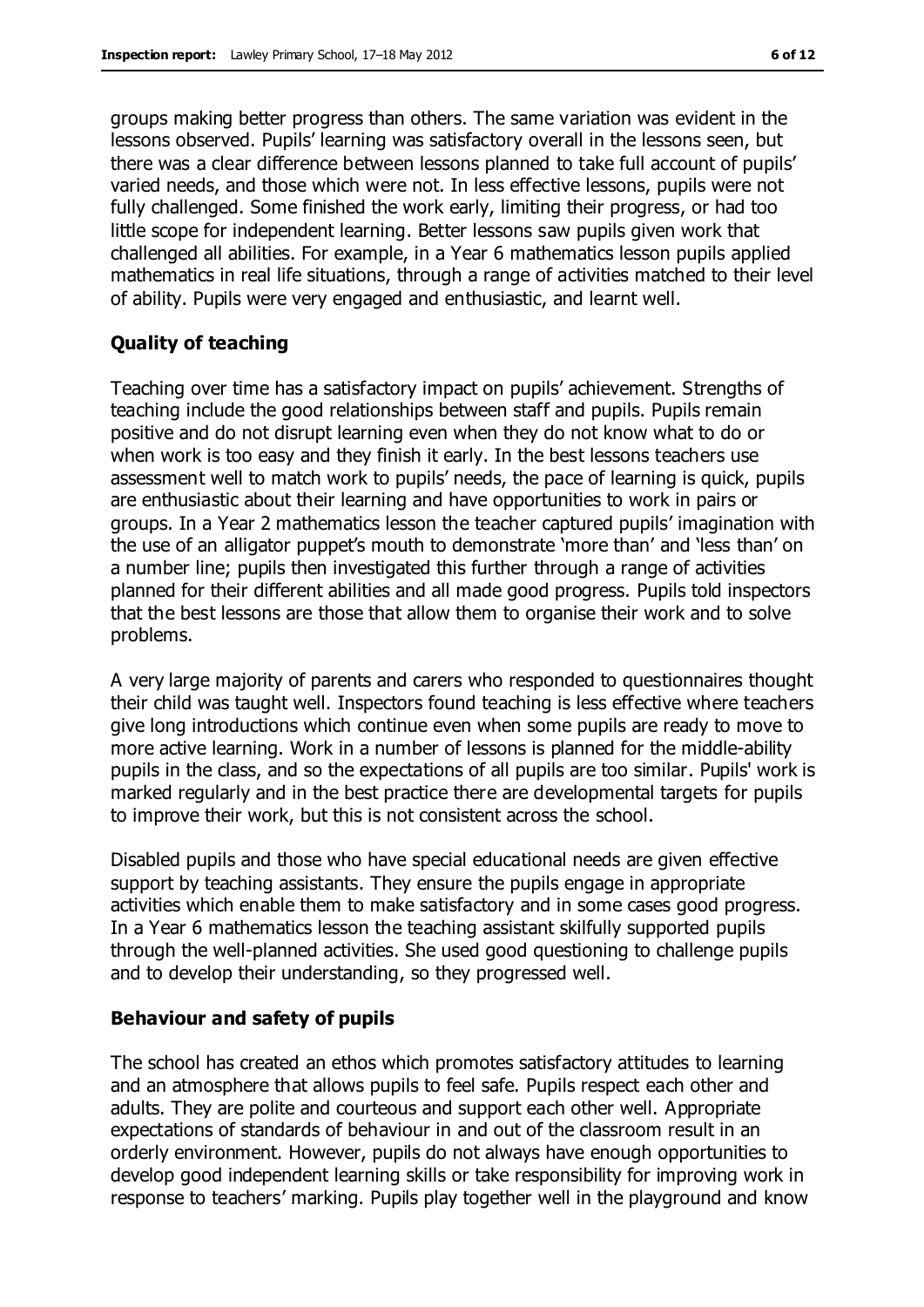groups making better progress than others. The same variation was evident in the lessons observed. Pupils' learning was satisfactory overall in the lessons seen, but there was a clear difference between lessons planned to take full account of pupils' varied needs, and those which were not. In less effective lessons, pupils were not fully challenged. Some finished the work early, limiting their progress, or had too little scope for independent learning. Better lessons saw pupils given work that challenged all abilities. For example, in a Year 6 mathematics lesson pupils applied mathematics in real life situations, through a range of activities matched to their level of ability. Pupils were very engaged and enthusiastic, and learnt well.

### Quality of teaching

Teaching over time has a satisfactory impact on pupils' achievement. Strengths of teaching include the good relationships between staff and pupils. Pupils remain positive and do not disrupt learning even when they do not know what to do or when work is too easy and they finish it early. In the best lessons teachers use assessment well to match work to pupils' needs, the pace of learning is quick, pupils are enthusiastic about their learning and have opportunities to work in pairs or groups. In a Year 2 mathematics lesson the teacher captured pupils' imagination with the use of an alligator puppet's mouth to demonstrate 'more than' and 'less than' on a number line; pupils then investigated this further through a range of activities planned for their different abilities and all made good progress. Pupils told inspectors that the best lessons are those that allow them to organise their work and to solve problems.

A very large majority of parents and carers who responded to questionnaires thought their child was taught well. Inspectors found teaching is less effective where teachers give long introductions which continue even when some pupils are ready to move to more active learning. Work in a number of lessons is planned for the middle-ability pupils in the class, and so the expectations of all pupils are too similar. Pupils' work is marked regularly and in the best practice there are developmental targets for pupils to improve their work, but this is not consistent across the school.

Disabled pupils and those who have special educational needs are given effective support by teaching assistants. They ensure the pupils engage in appropriate activities which enable them to make satisfactory and in some cases good progress. In a Year 6 mathematics lesson the teaching assistant skilfully supported pupils through the well-planned activities. She used good questioning to challenge pupils and to develop their understanding, so they progressed well.

### Behaviour and safety of pupils

The school has created an ethos which promotes satisfactory attitudes to learning and an atmosphere that allows pupils to feel safe. Pupils respect each other and adults. They are polite and courteous and support each other well. Appropriate expectations of standards of behaviour in and out of the classroom result in an orderly environment. However, pupils do not always have enough opportunities to develop good independent learning skills or take responsibility for improving work in response to teachers' marking. Pupils play together well in the playground and know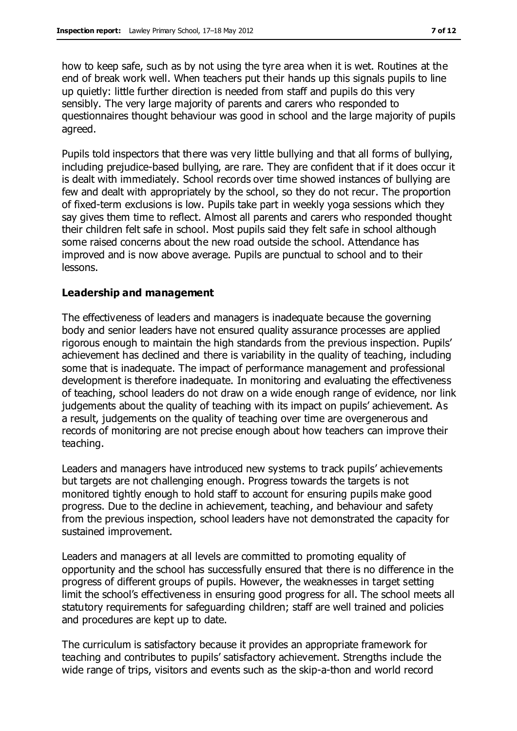how to keep safe, such as by not using the tyre area when it is wet. Routines at the end of break work well. When teachers put their hands up this signals pupils to line up quietly: little further direction is needed from staff and pupils do this very sensibly. The very large majority of parents and carers who responded to questionnaires thought behaviour was good in school and the large majority of pupils agreed.

Pupils told inspectors that there was very little bullying and that all forms of bullying, including prejudice-based bullying, are rare. They are confident that if it does occur it is dealt with immediately. School records over time showed instances of bullying are few and dealt with appropriately by the school, so they do not recur. The proportion of fixed-term exclusions is low. Pupils take part in weekly yoga sessions which they say gives them time to reflect. Almost all parents and carers who responded thought their children felt safe in school. Most pupils said they felt safe in school although some raised concerns about the new road outside the school. Attendance has improved and is now above average. Pupils are punctual to school and to their lessons.

### Leadership and management

The effectiveness of leaders and managers is inadequate because the governing body and senior leaders have not ensured quality assurance processes are applied rigorous enough to maintain the high standards from the previous inspection. Pupils' achievement has declined and there is variability in the quality of teaching, including some that is inadequate. The impact of performance management and professional development is therefore inadequate. In monitoring and evaluating the effectiveness of teaching, school leaders do not draw on a wide enough range of evidence, nor link judgements about the quality of teaching with its impact on pupils' achievement. As a result, judgements on the quality of teaching over time are overgenerous and records of monitoring are not precise enough about how teachers can improve their teaching.

Leaders and managers have introduced new systems to track pupils' achievements but targets are not challenging enough. Progress towards the targets is not monitored tightly enough to hold staff to account for ensuring pupils make good progress. Due to the decline in achievement, teaching, and behaviour and safety from the previous inspection, school leaders have not demonstrated the capacity for sustained improvement.

Leaders and managers at all levels are committed to promoting equality of opportunity and the school has successfully ensured that there is no difference in the progress of different groups of pupils. However, the weaknesses in target setting limit the school's effectiveness in ensuring good progress for all. The school meets all statutory requirements for safeguarding children; staff are well trained and policies and procedures are kept up to date.

The curriculum is satisfactory because it provides an appropriate framework for teaching and contributes to pupils' satisfactory achievement. Strengths include the wide range of trips, visitors and events such as the skip-a-thon and world record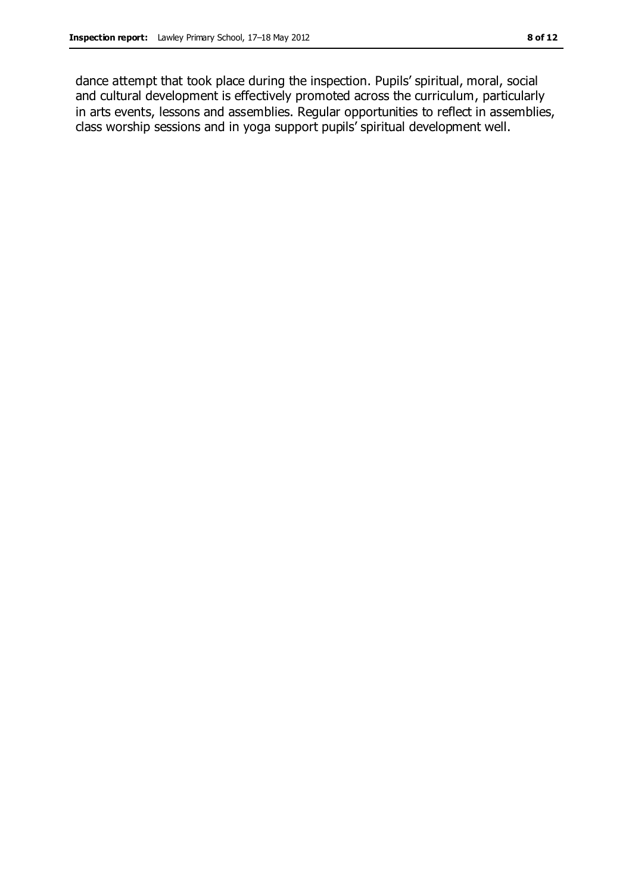dance attempt that took place during the inspection. Pupils' spiritual, moral, social and cultural development is effectively promoted across the curriculum, particularly in arts events, lessons and assemblies. Regular opportunities to reflect in assemblies, class worship sessions and in yoga support pupils' spiritual development well.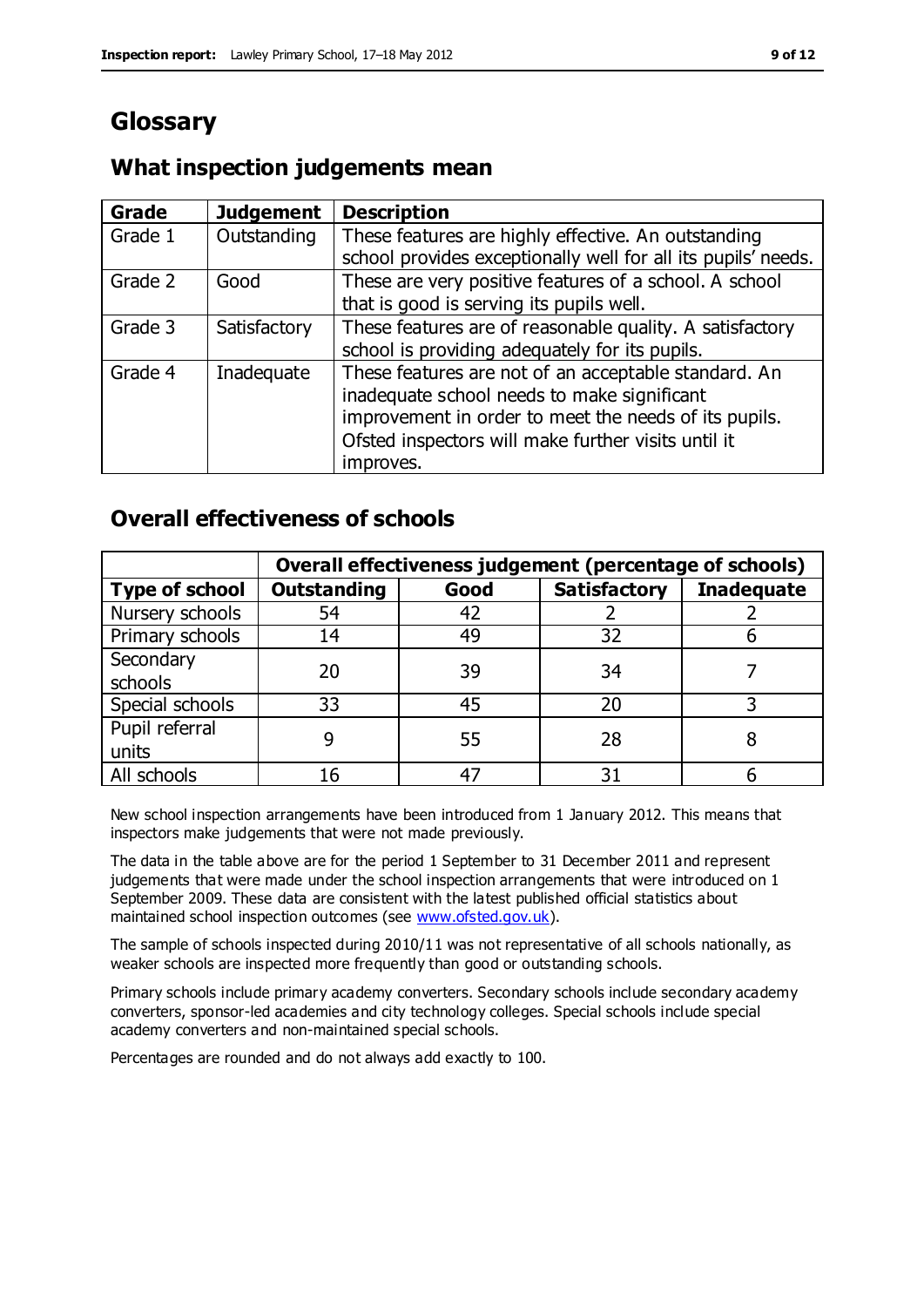# Glossary

## What inspection judgements mean

| Grade | Judgement | Description |
| --- | --- | --- |
| Grade 1 | Outstanding | These features are highly effective. An outstanding school provides exceptionally well for all its pupils' needs. |
| Grade 2 | Good | These are very positive features of a school. A school that is good is serving its pupils well. |
| Grade 3 | Satisfactory | These features are of reasonable quality. A satisfactory school is providing adequately for its pupils. |
| Grade 4 | Inadequate | These features are not of an acceptable standard. An inadequate school needs to make significant improvement in order to meet the needs of its pupils. Ofsted inspectors will make further visits until it improves. |

## Overall effectiveness of schools

| | Overall effectiveness judgement (percentage of schools) | | | |
| --- | --- | --- | --- | --- |
| **Type of school** | **Outstanding** | **Good** | **Satisfactory** | **Inadequate** |
| Nursery schools | 54 | 42 | 2 | 2 |
| Primary schools | 14 | 49 | 32 | 6 |
| Secondary schools | 20 | 39 | 34 | 7 |
| Special schools | 33 | 45 | 20 | 3 |
| Pupil referral units | 9 | 55 | 28 | 8 |
| All schools | 16 | 47 | 31 | 6 |

New school inspection arrangements have been introduced from 1 January 2012. This means that inspectors make judgements that were not made previously.

The data in the table above are for the period 1 September to 31 December 2011 and represent judgements that were made under the school inspection arrangements that were introduced on 1 September 2009. These data are consistent with the latest published official statistics about maintained school inspection outcomes (see www.ofsted.gov.uk).

The sample of schools inspected during 2010/11 was not representative of all schools nationally, as weaker schools are inspected more frequently than good or outstanding schools.

Primary schools include primary academy converters. Secondary schools include secondary academy converters, sponsor-led academies and city technology colleges. Special schools include special academy converters and non-maintained special schools.

Percentages are rounded and do not always add exactly to 100.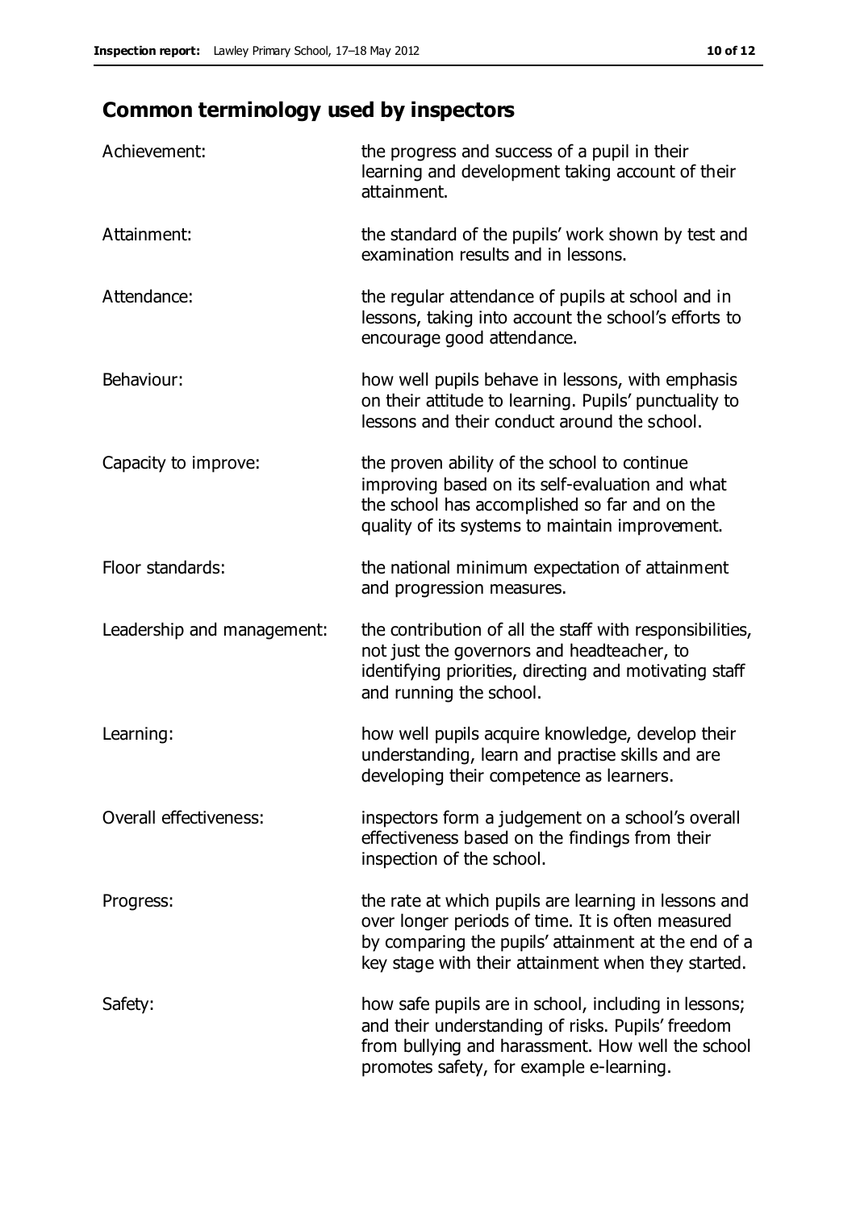## Common terminology used by inspectors

| | |
|---|---|
| Achievement: | the progress and success of a pupil in their learning and development taking account of their attainment. |
| Attainment: | the standard of the pupils' work shown by test and examination results and in lessons. |
| Attendance: | the regular attendance of pupils at school and in lessons, taking into account the school's efforts to encourage good attendance. |
| Behaviour: | how well pupils behave in lessons, with emphasis on their attitude to learning. Pupils' punctuality to lessons and their conduct around the school. |
| Capacity to improve: | the proven ability of the school to continue improving based on its self-evaluation and what the school has accomplished so far and on the quality of its systems to maintain improvement. |
| Floor standards: | the national minimum expectation of attainment and progression measures. |
| Leadership and management: | the contribution of all the staff with responsibilities, not just the governors and headteacher, to identifying priorities, directing and motivating staff and running the school. |
| Learning: | how well pupils acquire knowledge, develop their understanding, learn and practise skills and are developing their competence as learners. |
| Overall effectiveness: | inspectors form a judgement on a school's overall effectiveness based on the findings from their inspection of the school. |
| Progress: | the rate at which pupils are learning in lessons and over longer periods of time. It is often measured by comparing the pupils' attainment at the end of a key stage with their attainment when they started. |
| Safety: | how safe pupils are in school, including in lessons; and their understanding of risks. Pupils' freedom from bullying and harassment. How well the school promotes safety, for example e-learning. |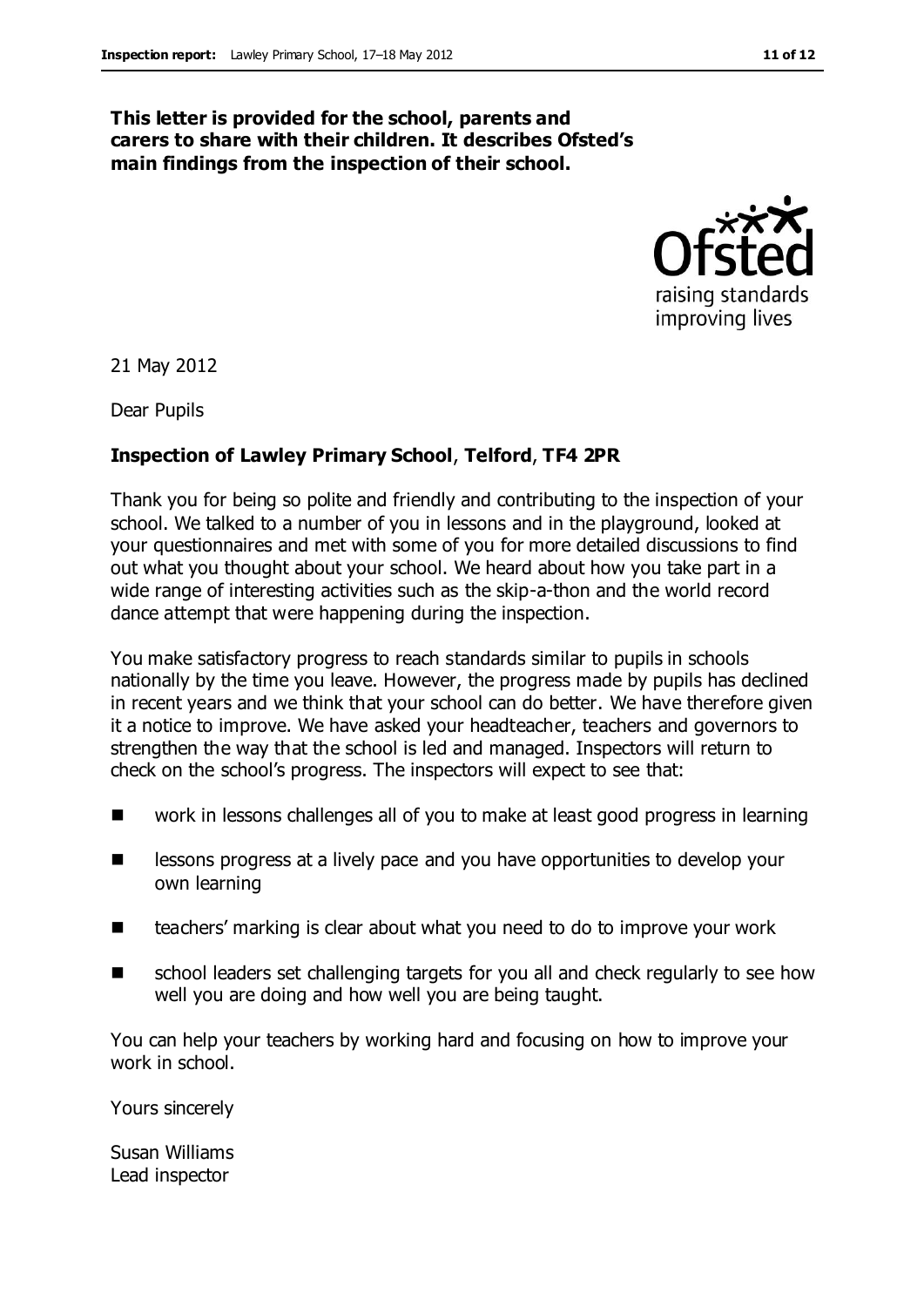**This letter is provided for the school, parents and carers to share with their children. It describes Ofsted's main findings from the inspection of their school.**

21 May 2012

Dear Pupils

**Inspection of Lawley Primary School**, **Telford**, **TF4 2PR**

Thank you for being so polite and friendly and contributing to the inspection of your school. We talked to a number of you in lessons and in the playground, looked at your questionnaires and met with some of you for more detailed discussions to find out what you thought about your school. We heard about how you take part in a wide range of interesting activities such as the skip-a-thon and the world record dance attempt that were happening during the inspection.

You make satisfactory progress to reach standards similar to pupils in schools nationally by the time you leave. However, the progress made by pupils has declined in recent years and we think that your school can do better. We have therefore given it a notice to improve. We have asked your headteacher, teachers and governors to strengthen the way that the school is led and managed. Inspectors will return to check on the school's progress. The inspectors will expect to see that:

- work in lessons challenges all of you to make at least good progress in learning
- lessons progress at a lively pace and you have opportunities to develop your own learning
- teachers' marking is clear about what you need to do to improve your work
- school leaders set challenging targets for you all and check regularly to see how well you are doing and how well you are being taught.

You can help your teachers by working hard and focusing on how to improve your work in school.

Yours sincerely

Susan Williams
Lead inspector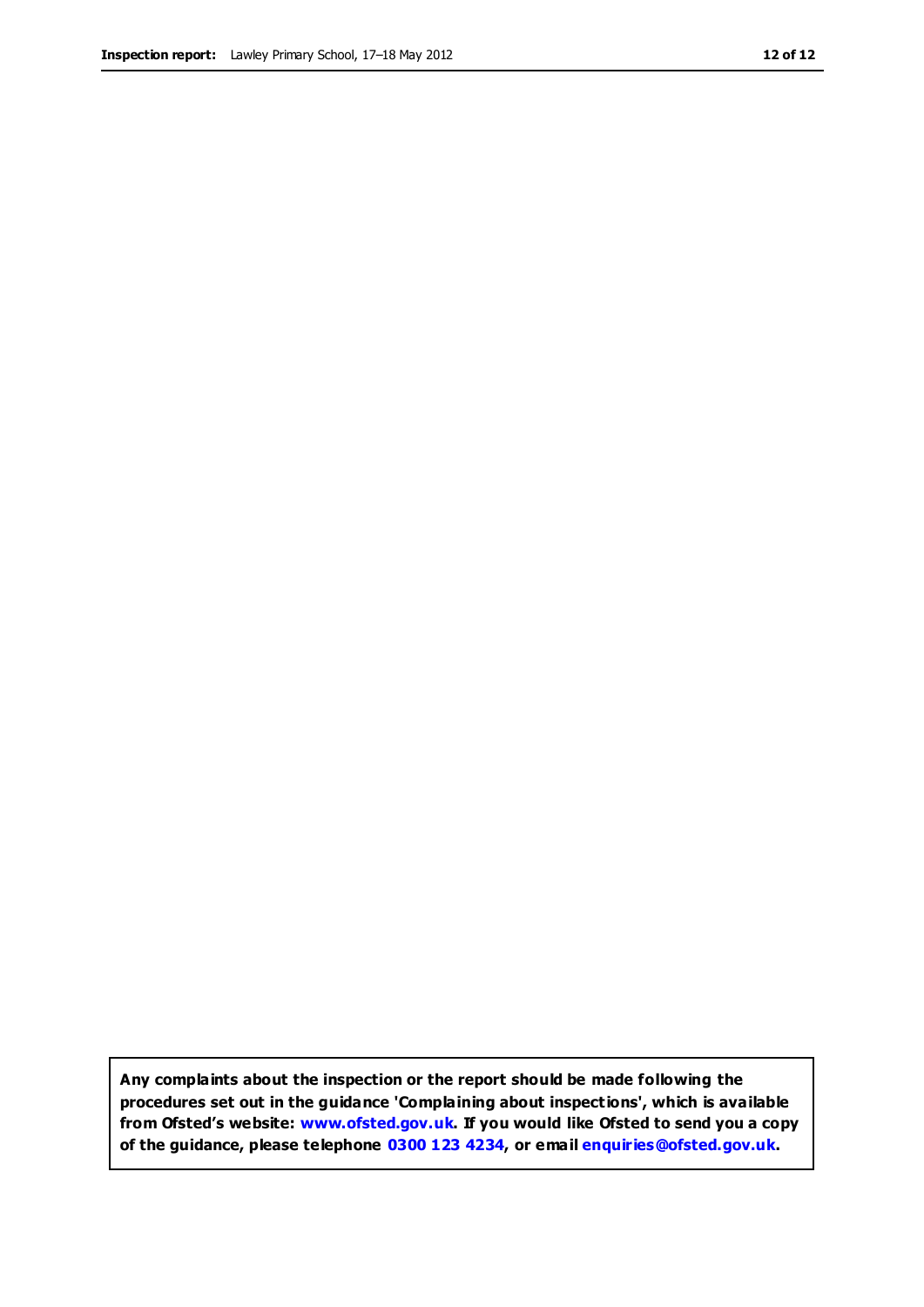**Any complaints about the inspection or the report should be made following the procedures set out in the guidance 'Complaining about inspections', which is available from Ofsted's website: www.ofsted.gov.uk. If you would like Ofsted to send you a copy of the guidance, please telephone 0300 123 4234, or email enquiries@ofsted.gov.uk.**